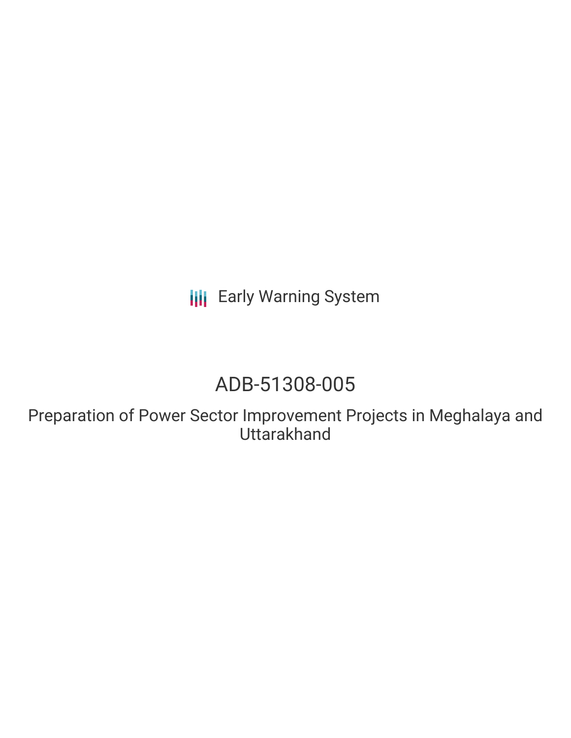Early Warning System

# ADB-51308-005

## Preparation of Power Sector Improvement Projects in Meghalaya and Uttarakhand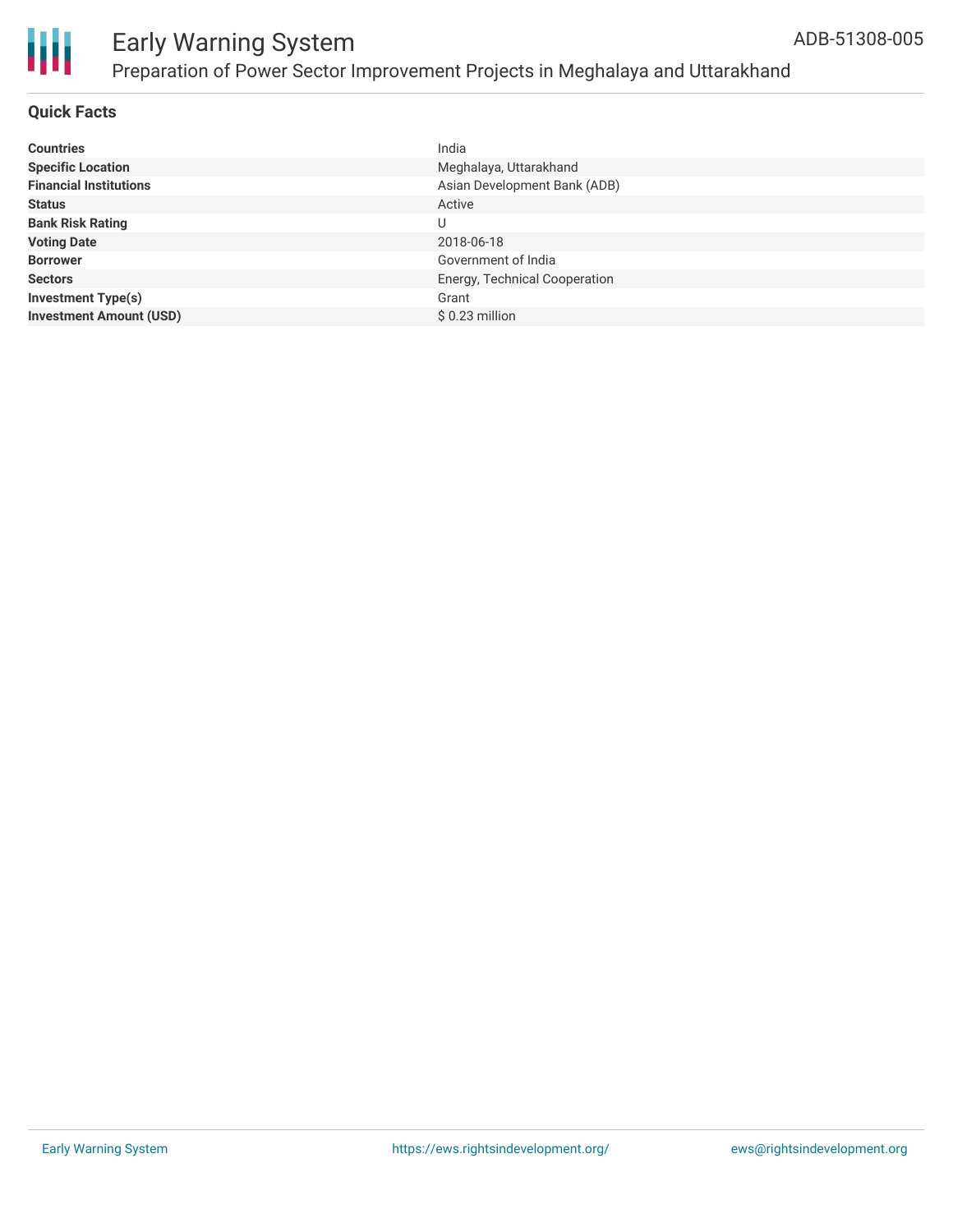# Early Warning System

## Preparation of Power Sector Improvement Projects in Meghalaya and Uttarakhand

ADB-51308-005

### Quick Facts

| | |
|---|---|
| **Countries** | India |
| **Specific Location** | Meghalaya, Uttarakhand |
| **Financial Institutions** | Asian Development Bank (ADB) |
| **Status** | Active |
| **Bank Risk Rating** | U |
| **Voting Date** | 2018-06-18 |
| **Borrower** | Government of India |
| **Sectors** | Energy, Technical Cooperation |
| **Investment Type(s)** | Grant |
| **Investment Amount (USD)** | $ 0.23 million |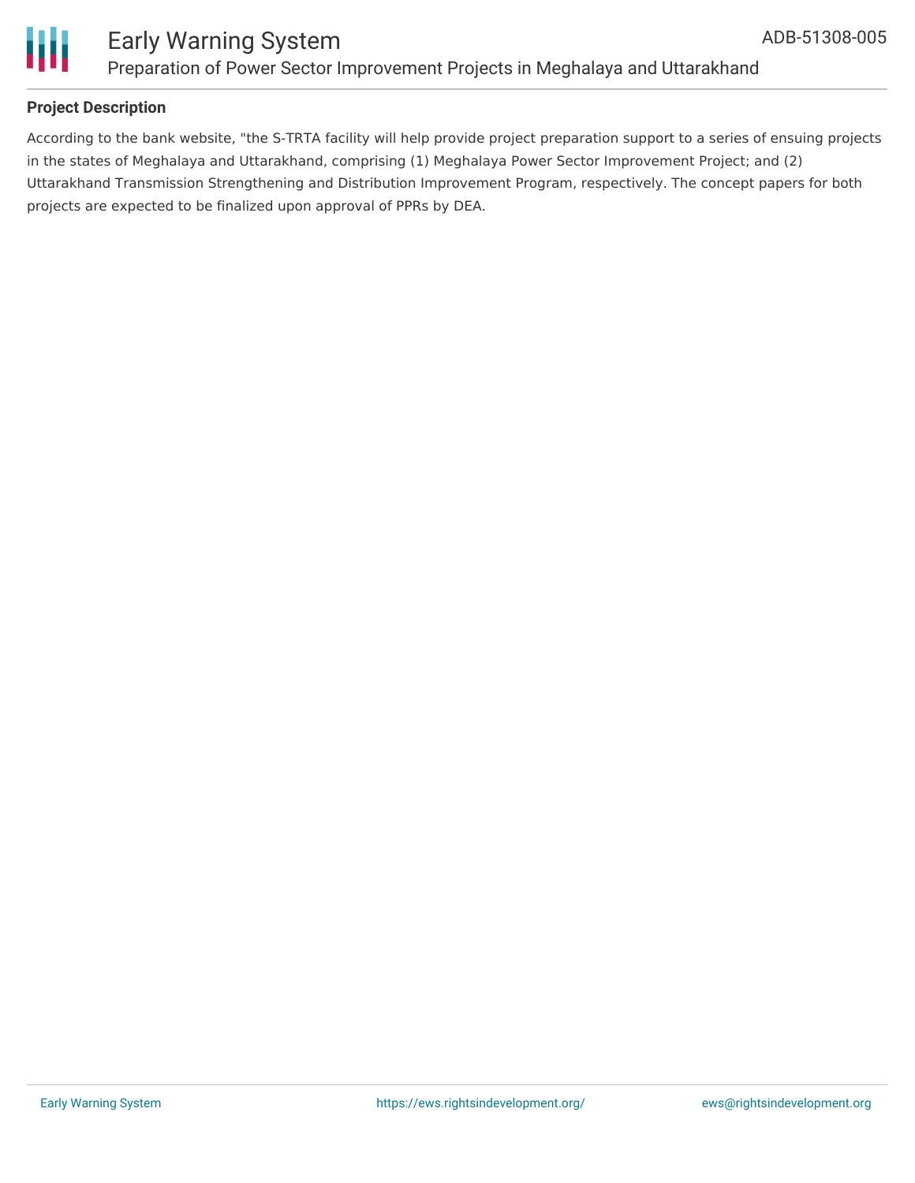### Project Description

According to the bank website, "the S-TRTA facility will help provide project preparation support to a series of ensuing projects in the states of Meghalaya and Uttarakhand, comprising (1) Meghalaya Power Sector Improvement Project; and (2) Uttarakhand Transmission Strengthening and Distribution Improvement Program, respectively. The concept papers for both projects are expected to be finalized upon approval of PPRs by DEA.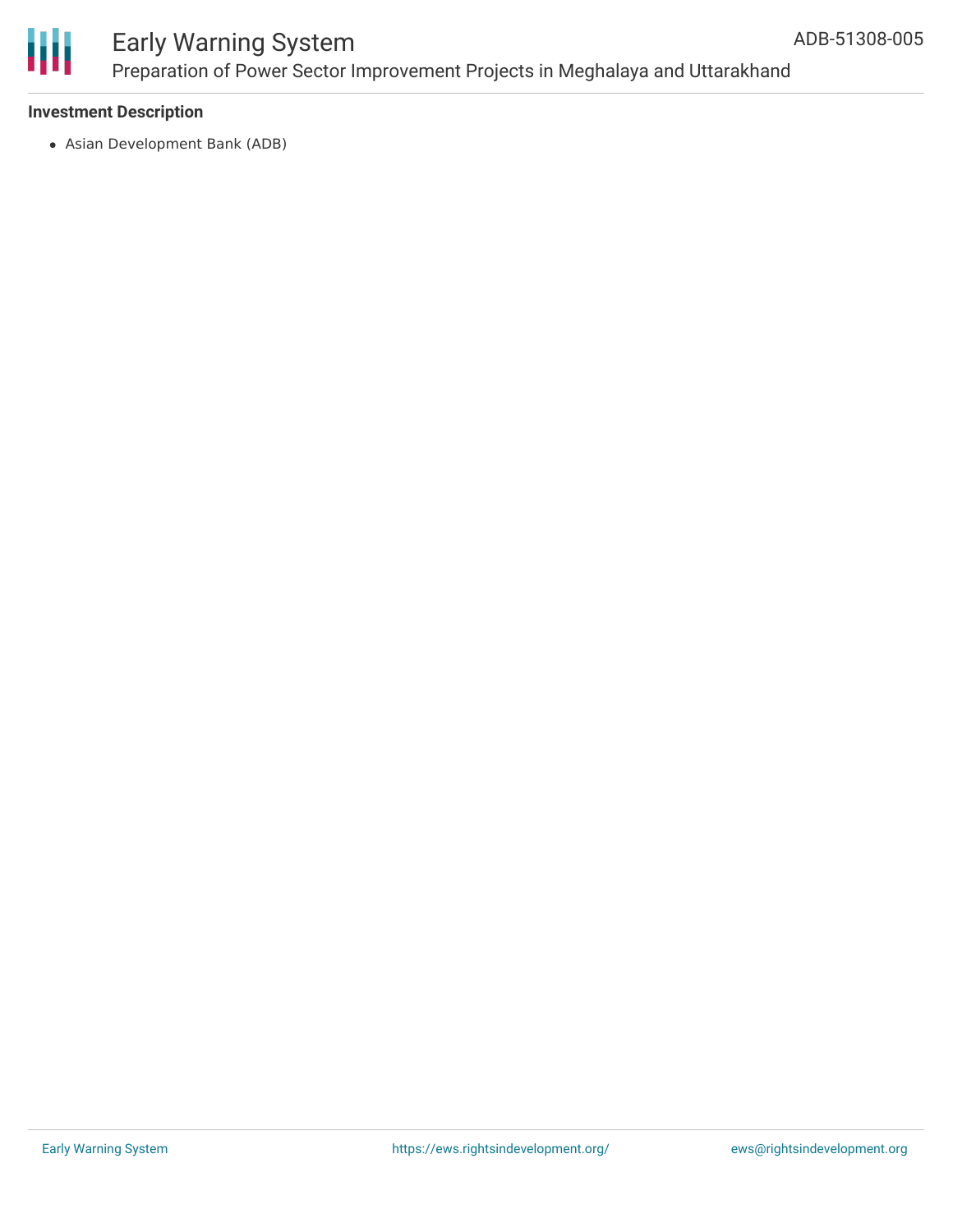**Investment Description**

- Asian Development Bank (ADB)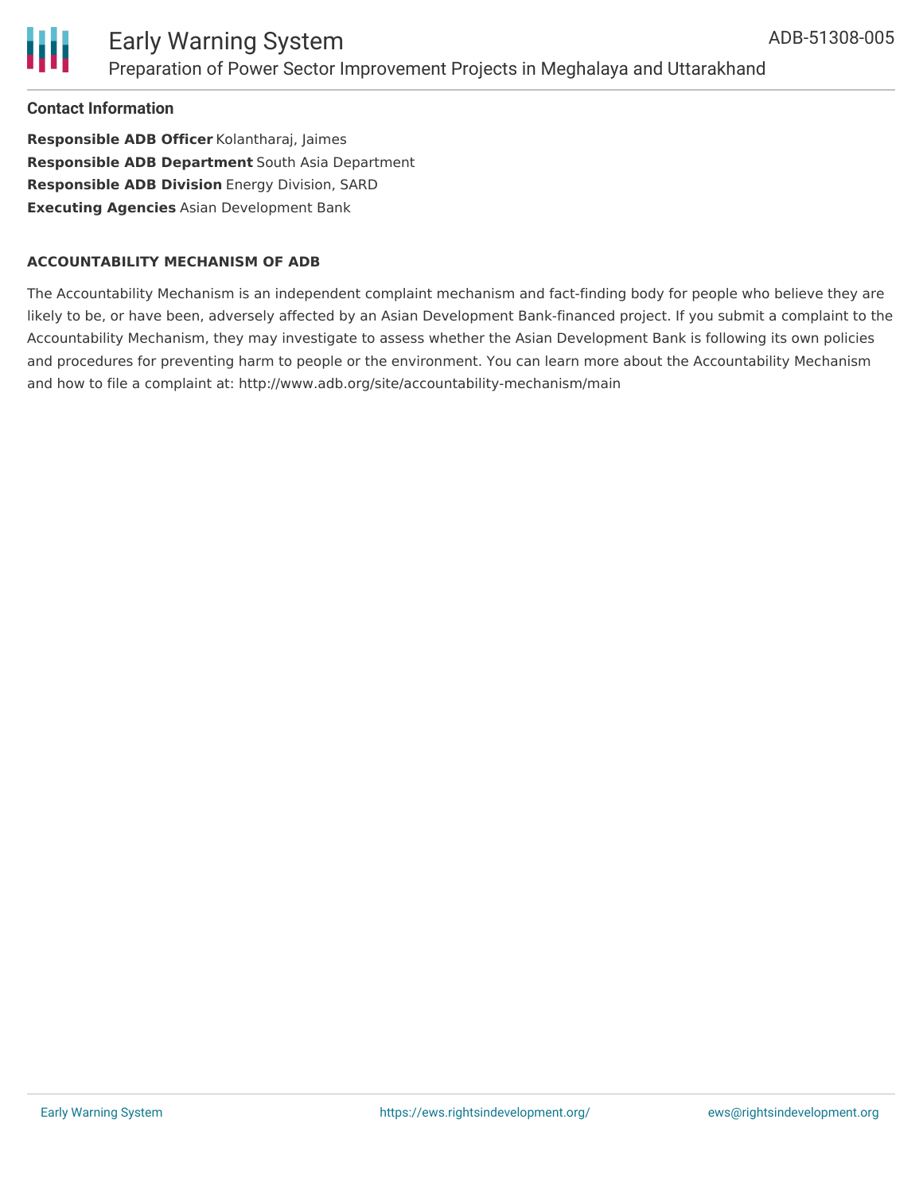#### Contact Information

**Responsible ADB Officer** Kolantharaj, Jaimes
**Responsible ADB Department** South Asia Department
**Responsible ADB Division** Energy Division, SARD
**Executing Agencies** Asian Development Bank

**ACCOUNTABILITY MECHANISM OF ADB**

The Accountability Mechanism is an independent complaint mechanism and fact-finding body for people who believe they are likely to be, or have been, adversely affected by an Asian Development Bank-financed project. If you submit a complaint to the Accountability Mechanism, they may investigate to assess whether the Asian Development Bank is following its own policies and procedures for preventing harm to people or the environment. You can learn more about the Accountability Mechanism and how to file a complaint at: http://www.adb.org/site/accountability-mechanism/main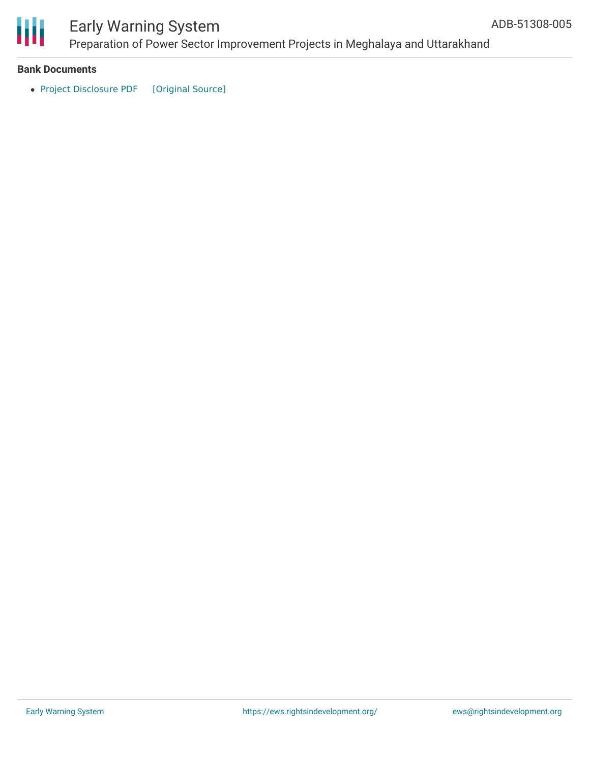**Bank Documents**

- Project Disclosure PDF [Original Source]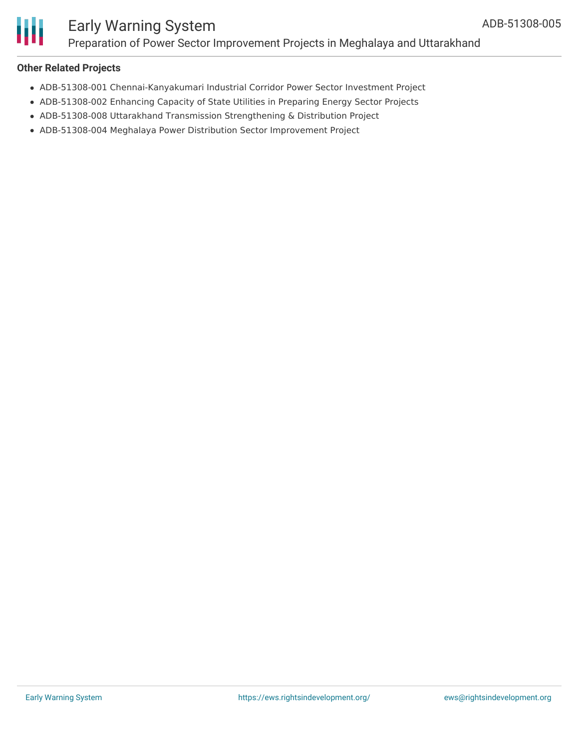### Other Related Projects

- ADB-51308-001 Chennai-Kanyakumari Industrial Corridor Power Sector Investment Project
- ADB-51308-002 Enhancing Capacity of State Utilities in Preparing Energy Sector Projects
- ADB-51308-008 Uttarakhand Transmission Strengthening & Distribution Project
- ADB-51308-004 Meghalaya Power Distribution Sector Improvement Project